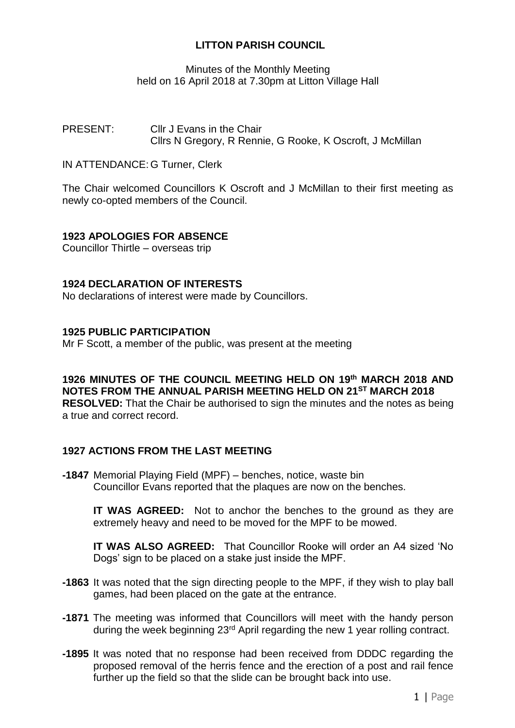# LITTON PARISH COUNCIL

Minutes of the Monthly Meeting
held on 16 April 2018 at 7.30pm at Litton Village Hall

PRESENT: Cllr J Evans in the Chair
Cllrs N Gregory, R Rennie, G Rooke, K Oscroft, J McMillan

IN ATTENDANCE: G Turner, Clerk

The Chair welcomed Councillors K Oscroft and J McMillan to their first meeting as newly co-opted members of the Council.

### 1923 APOLOGIES FOR ABSENCE

Councillor Thirtle – overseas trip

### 1924 DECLARATION OF INTERESTS

No declarations of interest were made by Councillors.

### 1925 PUBLIC PARTICIPATION

Mr F Scott, a member of the public, was present at the meeting

### 1926 MINUTES OF THE COUNCIL MEETING HELD ON 19th MARCH 2018 AND NOTES FROM THE ANNUAL PARISH MEETING HELD ON 21ST MARCH 2018

**RESOLVED:** That the Chair be authorised to sign the minutes and the notes as being a true and correct record.

### 1927 ACTIONS FROM THE LAST MEETING

**-1847** Memorial Playing Field (MPF) – benches, notice, waste bin
Councillor Evans reported that the plaques are now on the benches.

**IT WAS AGREED:** Not to anchor the benches to the ground as they are extremely heavy and need to be moved for the MPF to be mowed.

**IT WAS ALSO AGREED:** That Councillor Rooke will order an A4 sized 'No Dogs' sign to be placed on a stake just inside the MPF.

**-1863** It was noted that the sign directing people to the MPF, if they wish to play ball games, had been placed on the gate at the entrance.

**-1871** The meeting was informed that Councillors will meet with the handy person during the week beginning 23rd April regarding the new 1 year rolling contract.

**-1895** It was noted that no response had been received from DDDC regarding the proposed removal of the herris fence and the erection of a post and rail fence further up the field so that the slide can be brought back into use.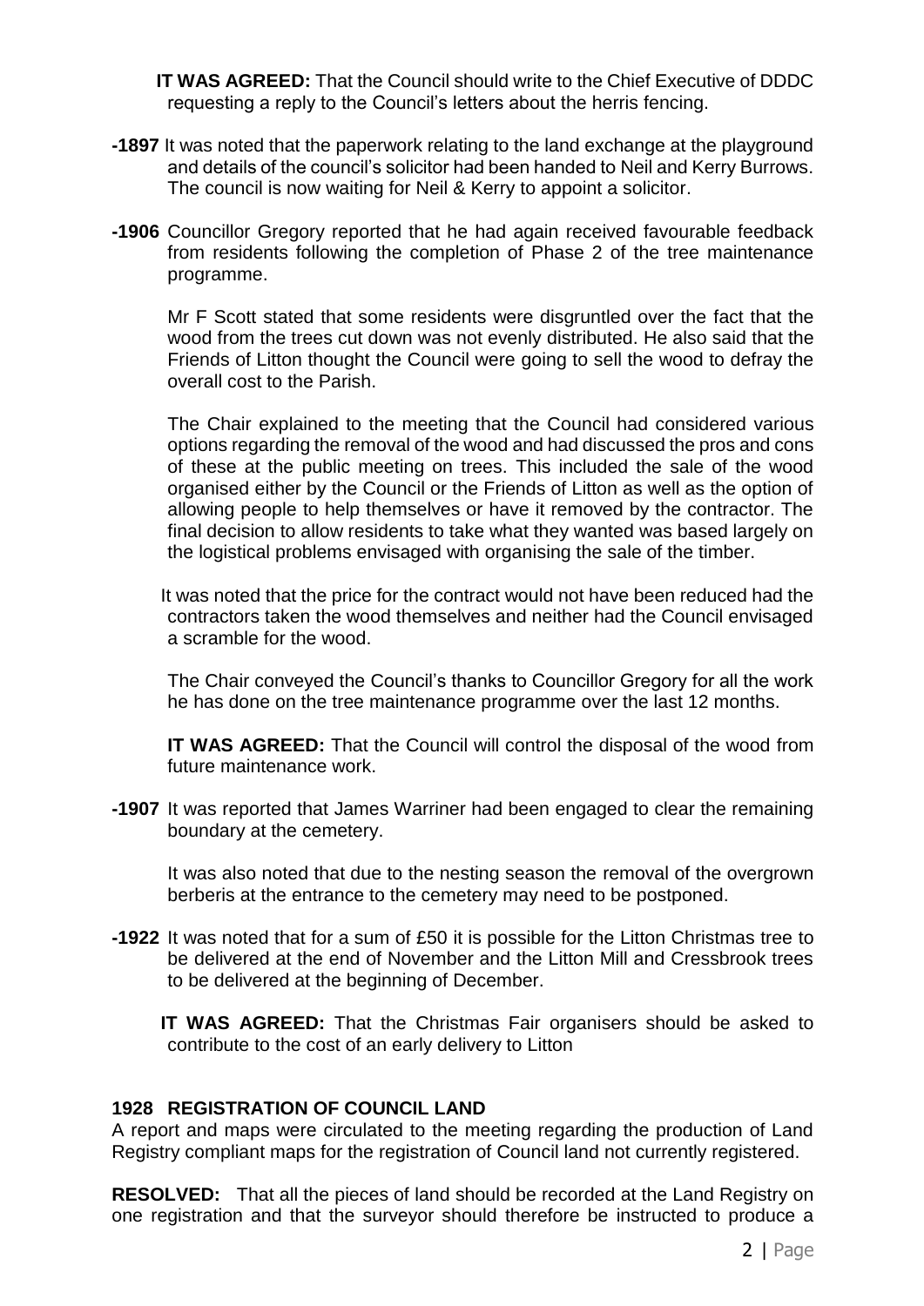**IT WAS AGREED:** That the Council should write to the Chief Executive of DDDC requesting a reply to the Council's letters about the herris fencing.

**-1897** It was noted that the paperwork relating to the land exchange at the playground and details of the council's solicitor had been handed to Neil and Kerry Burrows. The council is now waiting for Neil & Kerry to appoint a solicitor.

**-1906** Councillor Gregory reported that he had again received favourable feedback from residents following the completion of Phase 2 of the tree maintenance programme.

Mr F Scott stated that some residents were disgruntled over the fact that the wood from the trees cut down was not evenly distributed. He also said that the Friends of Litton thought the Council were going to sell the wood to defray the overall cost to the Parish.

The Chair explained to the meeting that the Council had considered various options regarding the removal of the wood and had discussed the pros and cons of these at the public meeting on trees. This included the sale of the wood organised either by the Council or the Friends of Litton as well as the option of allowing people to help themselves or have it removed by the contractor. The final decision to allow residents to take what they wanted was based largely on the logistical problems envisaged with organising the sale of the timber.

It was noted that the price for the contract would not have been reduced had the contractors taken the wood themselves and neither had the Council envisaged a scramble for the wood.

The Chair conveyed the Council's thanks to Councillor Gregory for all the work he has done on the tree maintenance programme over the last 12 months.

**IT WAS AGREED:** That the Council will control the disposal of the wood from future maintenance work.

**-1907** It was reported that James Warriner had been engaged to clear the remaining boundary at the cemetery.

It was also noted that due to the nesting season the removal of the overgrown berberis at the entrance to the cemetery may need to be postponed.

**-1922** It was noted that for a sum of £50 it is possible for the Litton Christmas tree to be delivered at the end of November and the Litton Mill and Cressbrook trees to be delivered at the beginning of December.

**IT WAS AGREED:** That the Christmas Fair organisers should be asked to contribute to the cost of an early delivery to Litton

### 1928 REGISTRATION OF COUNCIL LAND

A report and maps were circulated to the meeting regarding the production of Land Registry compliant maps for the registration of Council land not currently registered.

**RESOLVED:** That all the pieces of land should be recorded at the Land Registry on one registration and that the surveyor should therefore be instructed to produce a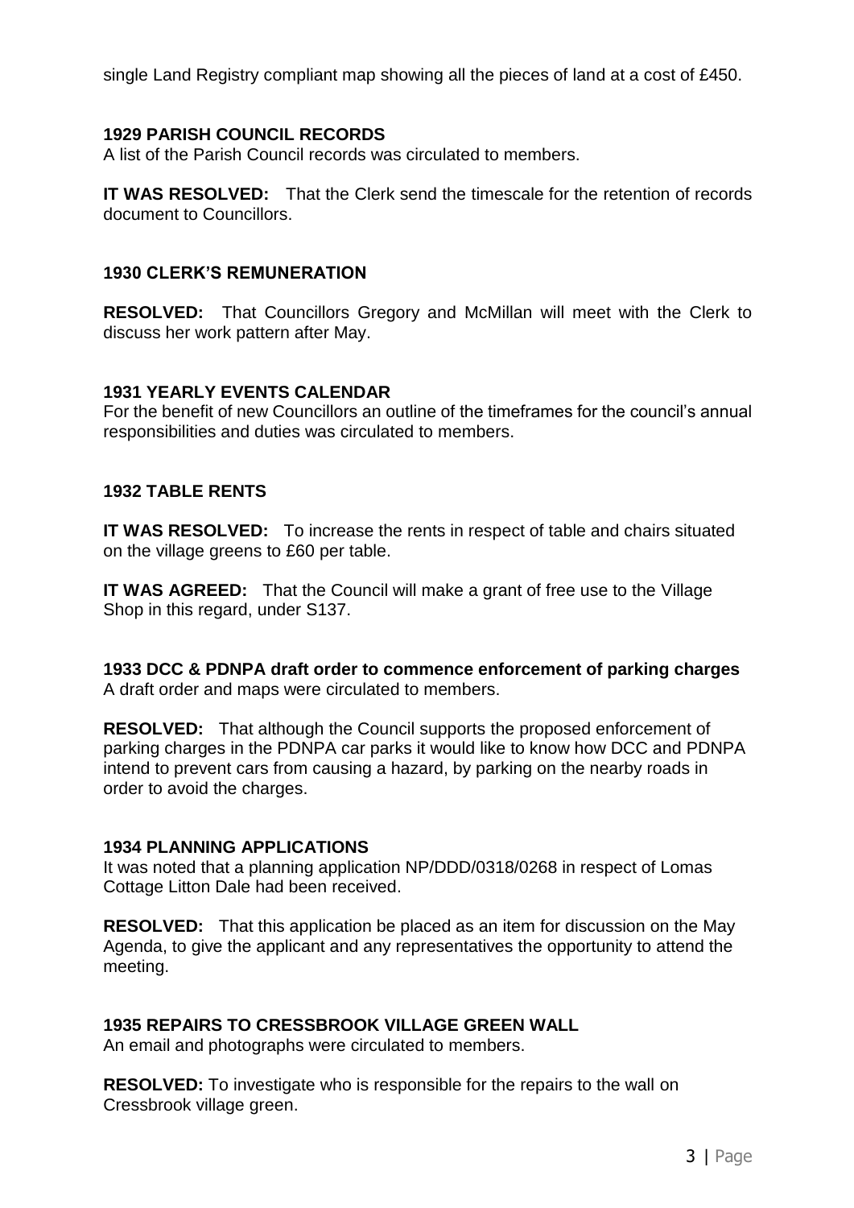single Land Registry compliant map showing all the pieces of land at a cost of £450.

### 1929 PARISH COUNCIL RECORDS

A list of the Parish Council records was circulated to members.

**IT WAS RESOLVED:** That the Clerk send the timescale for the retention of records document to Councillors.

### 1930 CLERK'S REMUNERATION

**RESOLVED:** That Councillors Gregory and McMillan will meet with the Clerk to discuss her work pattern after May.

### 1931 YEARLY EVENTS CALENDAR

For the benefit of new Councillors an outline of the timeframes for the council's annual responsibilities and duties was circulated to members.

### 1932 TABLE RENTS

**IT WAS RESOLVED:** To increase the rents in respect of table and chairs situated on the village greens to £60 per table.

**IT WAS AGREED:** That the Council will make a grant of free use to the Village Shop in this regard, under S137.

### 1933 DCC & PDNPA draft order to commence enforcement of parking charges

A draft order and maps were circulated to members.

**RESOLVED:** That although the Council supports the proposed enforcement of parking charges in the PDNPA car parks it would like to know how DCC and PDNPA intend to prevent cars from causing a hazard, by parking on the nearby roads in order to avoid the charges.

### 1934 PLANNING APPLICATIONS

It was noted that a planning application NP/DDD/0318/0268 in respect of Lomas Cottage Litton Dale had been received.

**RESOLVED:** That this application be placed as an item for discussion on the May Agenda, to give the applicant and any representatives the opportunity to attend the meeting.

### 1935 REPAIRS TO CRESSBROOK VILLAGE GREEN WALL

An email and photographs were circulated to members.

**RESOLVED:** To investigate who is responsible for the repairs to the wall on Cressbrook village green.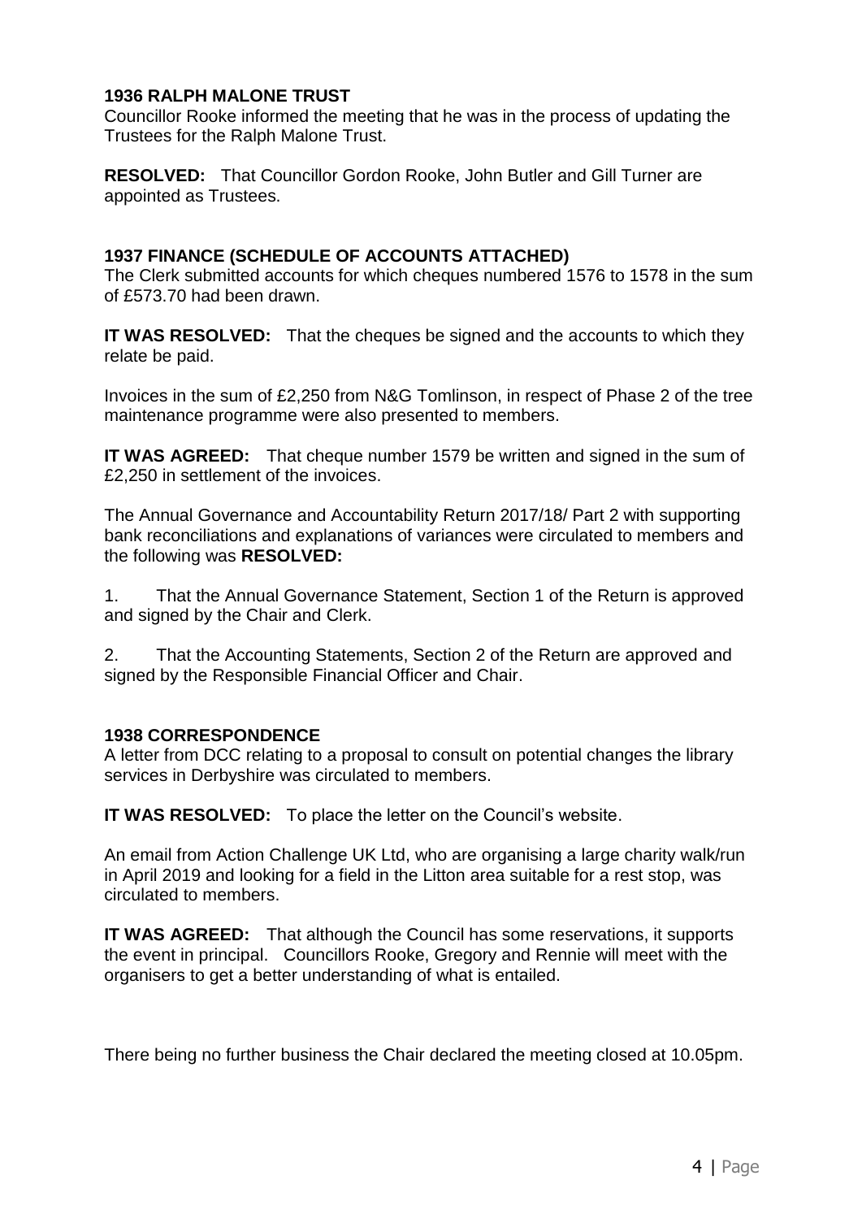**1936 RALPH MALONE TRUST**

Councillor Rooke informed the meeting that he was in the process of updating the Trustees for the Ralph Malone Trust.

**RESOLVED:** That Councillor Gordon Rooke, John Butler and Gill Turner are appointed as Trustees.

**1937 FINANCE (SCHEDULE OF ACCOUNTS ATTACHED)**

The Clerk submitted accounts for which cheques numbered 1576 to 1578 in the sum of £573.70 had been drawn.

**IT WAS RESOLVED:** That the cheques be signed and the accounts to which they relate be paid.

Invoices in the sum of £2,250 from N&G Tomlinson, in respect of Phase 2 of the tree maintenance programme were also presented to members.

**IT WAS AGREED:** That cheque number 1579 be written and signed in the sum of £2,250 in settlement of the invoices.

The Annual Governance and Accountability Return 2017/18/ Part 2 with supporting bank reconciliations and explanations of variances were circulated to members and the following was **RESOLVED:**

1. That the Annual Governance Statement, Section 1 of the Return is approved and signed by the Chair and Clerk.

2. That the Accounting Statements, Section 2 of the Return are approved and signed by the Responsible Financial Officer and Chair.

**1938 CORRESPONDENCE**

A letter from DCC relating to a proposal to consult on potential changes the library services in Derbyshire was circulated to members.

**IT WAS RESOLVED:** To place the letter on the Council's website.

An email from Action Challenge UK Ltd, who are organising a large charity walk/run in April 2019 and looking for a field in the Litton area suitable for a rest stop, was circulated to members.

**IT WAS AGREED:** That although the Council has some reservations, it supports the event in principal. Councillors Rooke, Gregory and Rennie will meet with the organisers to get a better understanding of what is entailed.

There being no further business the Chair declared the meeting closed at 10.05pm.